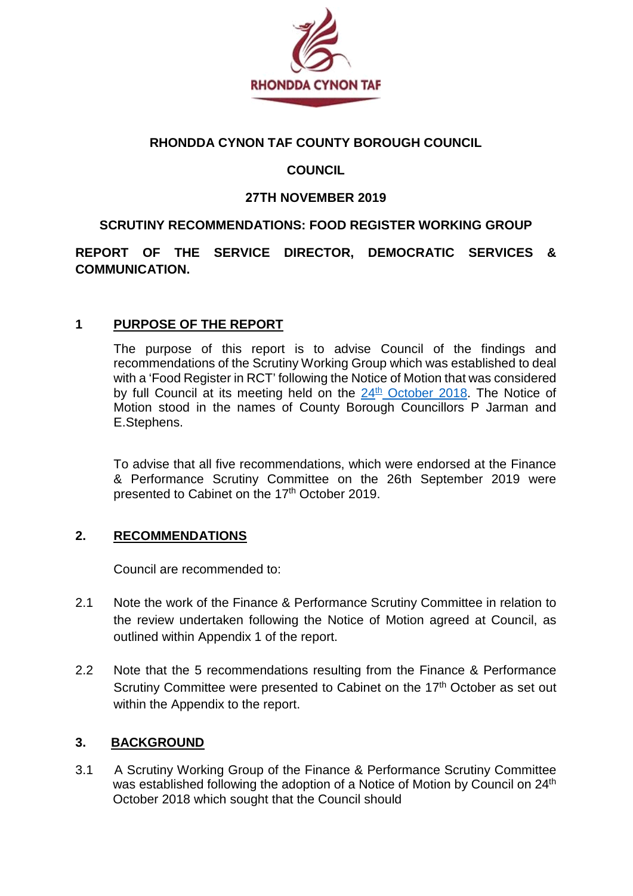**RHONDDA CYNON TAF COUNTY BOROUGH COUNCIL**

**COUNCIL**

**27TH NOVEMBER 2019**

**SCRUTINY RECOMMENDATIONS: FOOD REGISTER WORKING GROUP**

**REPORT OF THE SERVICE DIRECTOR, DEMOCRATIC SERVICES & COMMUNICATION.**

## 1 PURPOSE OF THE REPORT

The purpose of this report is to advise Council of the findings and recommendations of the Scrutiny Working Group which was established to deal with a 'Food Register in RCT' following the Notice of Motion that was considered by full Council at its meeting held on the 24th October 2018. The Notice of Motion stood in the names of County Borough Councillors P Jarman and E.Stephens.

To advise that all five recommendations, which were endorsed at the Finance & Performance Scrutiny Committee on the 26th September 2019 were presented to Cabinet on the 17th October 2019.

## 2. RECOMMENDATIONS

Council are recommended to:

2.1 Note the work of the Finance & Performance Scrutiny Committee in relation to the review undertaken following the Notice of Motion agreed at Council, as outlined within Appendix 1 of the report.

2.2 Note that the 5 recommendations resulting from the Finance & Performance Scrutiny Committee were presented to Cabinet on the 17th October as set out within the Appendix to the report.

## 3. BACKGROUND

3.1 A Scrutiny Working Group of the Finance & Performance Scrutiny Committee was established following the adoption of a Notice of Motion by Council on 24th October 2018 which sought that the Council should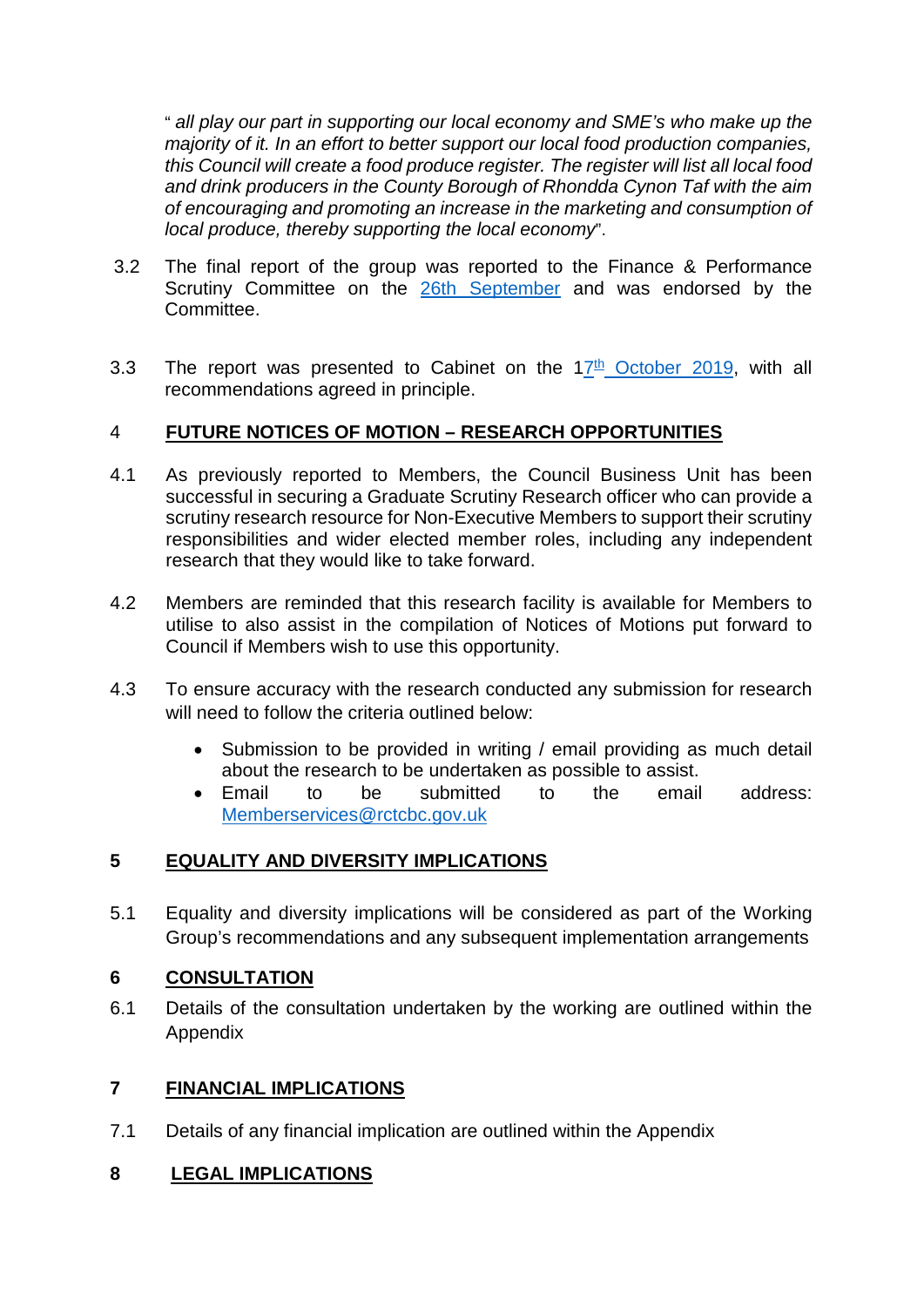"*all play our part in supporting our local economy and SME's who make up the majority of it. In an effort to better support our local food production companies, this Council will create a food produce register. The register will list all local food and drink producers in the County Borough of Rhondda Cynon Taf with the aim of encouraging and promoting an increase in the marketing and consumption of local produce, thereby supporting the local economy*".

3.2 The final report of the group was reported to the Finance & Performance Scrutiny Committee on the 26th September and was endorsed by the Committee.

3.3 The report was presented to Cabinet on the 17th October 2019, with all recommendations agreed in principle.

## 4 FUTURE NOTICES OF MOTION – RESEARCH OPPORTUNITIES

4.1 As previously reported to Members, the Council Business Unit has been successful in securing a Graduate Scrutiny Research officer who can provide a scrutiny research resource for Non-Executive Members to support their scrutiny responsibilities and wider elected member roles, including any independent research that they would like to take forward.

4.2 Members are reminded that this research facility is available for Members to utilise to also assist in the compilation of Notices of Motions put forward to Council if Members wish to use this opportunity.

4.3 To ensure accuracy with the research conducted any submission for research will need to follow the criteria outlined below:

- Submission to be provided in writing / email providing as much detail about the research to be undertaken as possible to assist.
- Email to be submitted to the email address: Memberservices@rctcbc.gov.uk

## 5 EQUALITY AND DIVERSITY IMPLICATIONS

5.1 Equality and diversity implications will be considered as part of the Working Group's recommendations and any subsequent implementation arrangements

## 6 CONSULTATION

6.1 Details of the consultation undertaken by the working are outlined within the Appendix

## 7 FINANCIAL IMPLICATIONS

7.1 Details of any financial implication are outlined within the Appendix

## 8 LEGAL IMPLICATIONS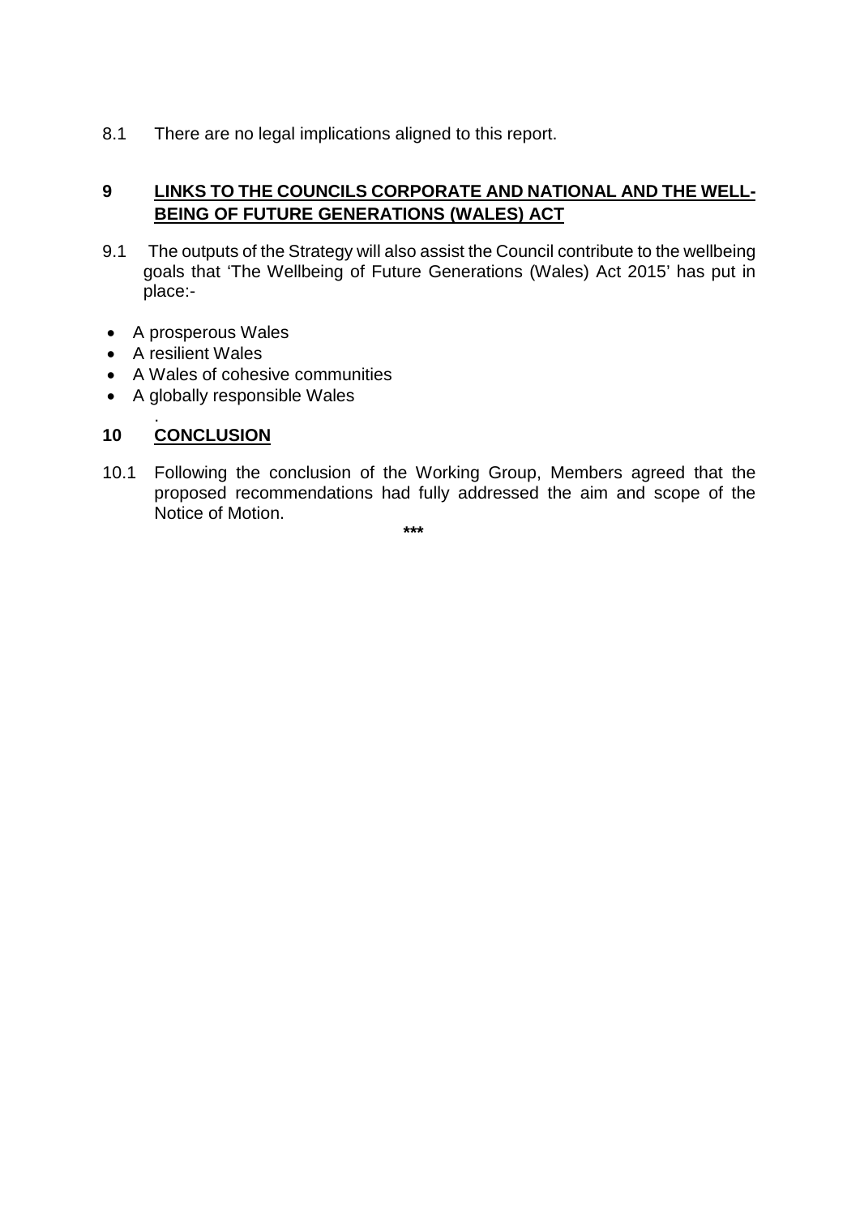8.1 There are no legal implications aligned to this report.

## 9 LINKS TO THE COUNCILS CORPORATE AND NATIONAL AND THE WELL-BEING OF FUTURE GENERATIONS (WALES) ACT

9.1 The outputs of the Strategy will also assist the Council contribute to the wellbeing goals that 'The Wellbeing of Future Generations (Wales) Act 2015' has put in place:-

- A prosperous Wales
- A resilient Wales
- A Wales of cohesive communities
- A globally responsible Wales

.

## 10 CONCLUSION

10.1 Following the conclusion of the Working Group, Members agreed that the proposed recommendations had fully addressed the aim and scope of the Notice of Motion.

***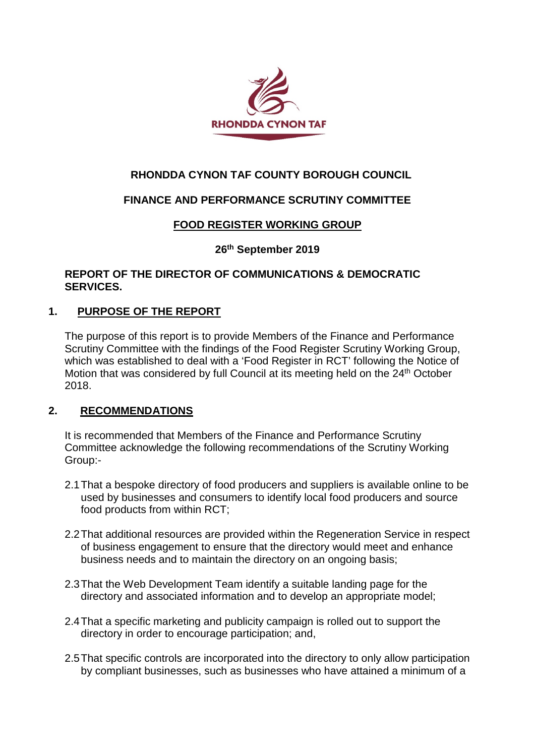**RHONDDA CYNON TAF COUNTY BOROUGH COUNCIL**

**FINANCE AND PERFORMANCE SCRUTINY COMMITTEE**

**FOOD REGISTER WORKING GROUP**

**26th September 2019**

**REPORT OF THE DIRECTOR OF COMMUNICATIONS & DEMOCRATIC SERVICES.**

## 1. PURPOSE OF THE REPORT

The purpose of this report is to provide Members of the Finance and Performance Scrutiny Committee with the findings of the Food Register Scrutiny Working Group, which was established to deal with a 'Food Register in RCT' following the Notice of Motion that was considered by full Council at its meeting held on the 24th October 2018.

## 2. RECOMMENDATIONS

It is recommended that Members of the Finance and Performance Scrutiny Committee acknowledge the following recommendations of the Scrutiny Working Group:-

2.1 That a bespoke directory of food producers and suppliers is available online to be used by businesses and consumers to identify local food producers and source food products from within RCT;

2.2 That additional resources are provided within the Regeneration Service in respect of business engagement to ensure that the directory would meet and enhance business needs and to maintain the directory on an ongoing basis;

2.3 That the Web Development Team identify a suitable landing page for the directory and associated information and to develop an appropriate model;

2.4 That a specific marketing and publicity campaign is rolled out to support the directory in order to encourage participation; and,

2.5 That specific controls are incorporated into the directory to only allow participation by compliant businesses, such as businesses who have attained a minimum of a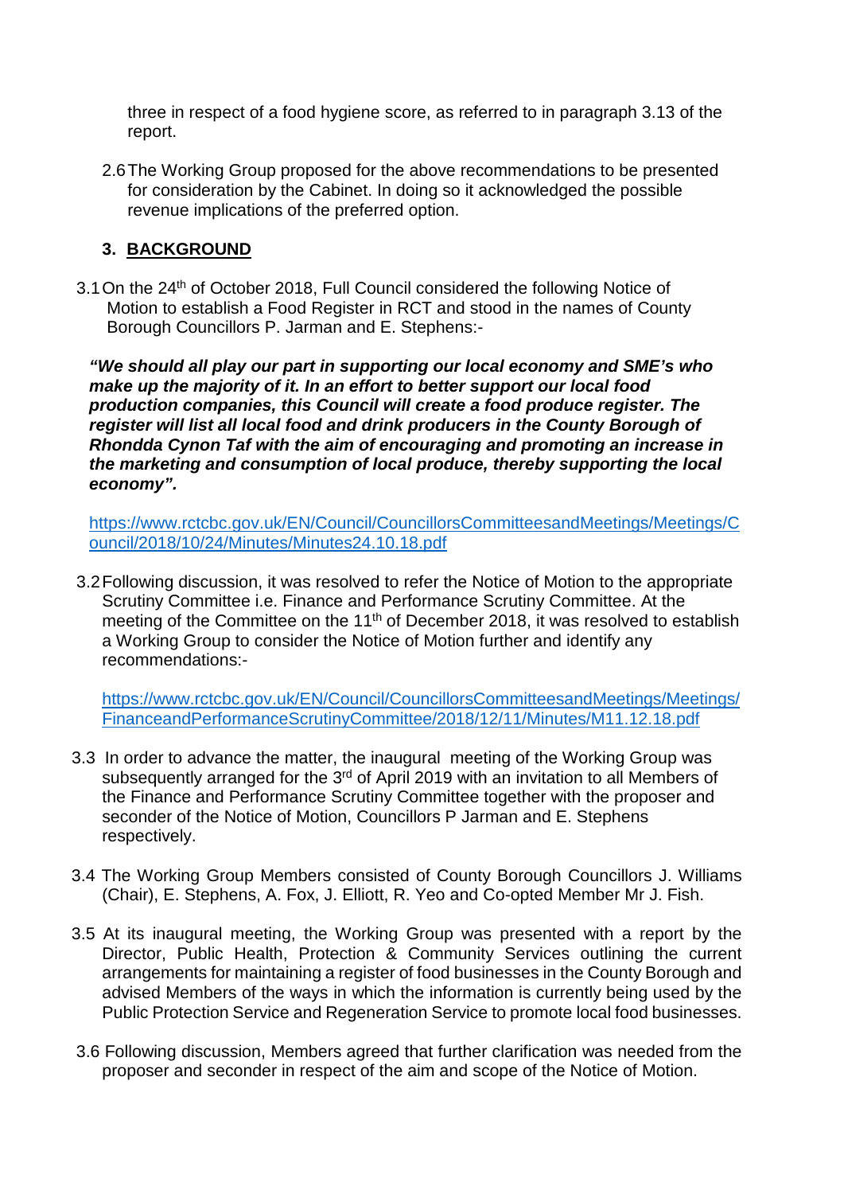three in respect of a food hygiene score, as referred to in paragraph 3.13 of the report.

2.6 The Working Group proposed for the above recommendations to be presented for consideration by the Cabinet. In doing so it acknowledged the possible revenue implications of the preferred option.

## 3. BACKGROUND

3.1 On the 24th of October 2018, Full Council considered the following Notice of Motion to establish a Food Register in RCT and stood in the names of County Borough Councillors P. Jarman and E. Stephens:-

***"We should all play our part in supporting our local economy and SME's who make up the majority of it. In an effort to better support our local food production companies, this Council will create a food produce register. The register will list all local food and drink producers in the County Borough of Rhondda Cynon Taf with the aim of encouraging and promoting an increase in the marketing and consumption of local produce, thereby supporting the local economy".***

https://www.rctcbc.gov.uk/EN/Council/CouncillorsCommitteesandMeetings/Meetings/Council/2018/10/24/Minutes/Minutes24.10.18.pdf

3.2 Following discussion, it was resolved to refer the Notice of Motion to the appropriate Scrutiny Committee i.e. Finance and Performance Scrutiny Committee. At the meeting of the Committee on the 11th of December 2018, it was resolved to establish a Working Group to consider the Notice of Motion further and identify any recommendations:-

https://www.rctcbc.gov.uk/EN/Council/CouncillorsCommitteesandMeetings/Meetings/FinanceandPerformanceScrutinyCommittee/2018/12/11/Minutes/M11.12.18.pdf

3.3 In order to advance the matter, the inaugural meeting of the Working Group was subsequently arranged for the 3rd of April 2019 with an invitation to all Members of the Finance and Performance Scrutiny Committee together with the proposer and seconder of the Notice of Motion, Councillors P Jarman and E. Stephens respectively.

3.4 The Working Group Members consisted of County Borough Councillors J. Williams (Chair), E. Stephens, A. Fox, J. Elliott, R. Yeo and Co-opted Member Mr J. Fish.

3.5 At its inaugural meeting, the Working Group was presented with a report by the Director, Public Health, Protection & Community Services outlining the current arrangements for maintaining a register of food businesses in the County Borough and advised Members of the ways in which the information is currently being used by the Public Protection Service and Regeneration Service to promote local food businesses.

3.6 Following discussion, Members agreed that further clarification was needed from the proposer and seconder in respect of the aim and scope of the Notice of Motion.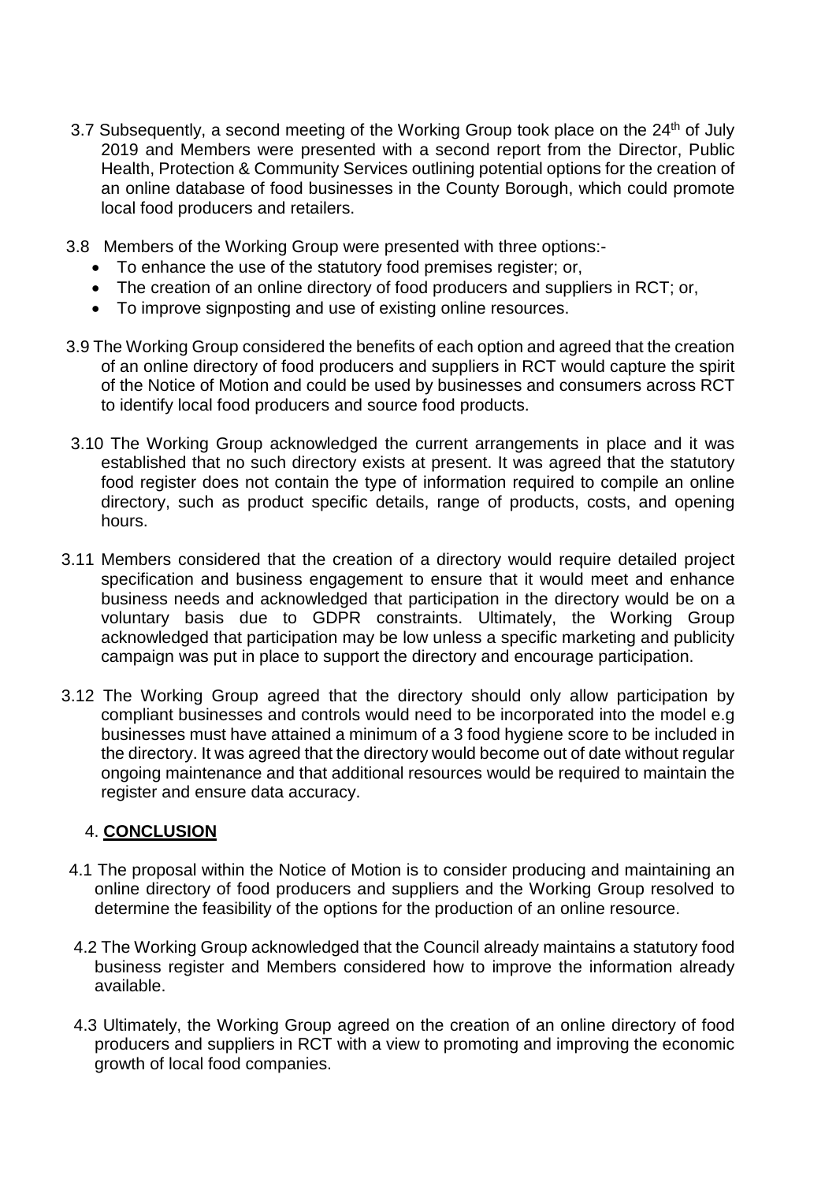3.7 Subsequently, a second meeting of the Working Group took place on the 24th of July 2019 and Members were presented with a second report from the Director, Public Health, Protection & Community Services outlining potential options for the creation of an online database of food businesses in the County Borough, which could promote local food producers and retailers.

3.8 Members of the Working Group were presented with three options:-

- To enhance the use of the statutory food premises register; or,
- The creation of an online directory of food producers and suppliers in RCT; or,
- To improve signposting and use of existing online resources.

3.9 The Working Group considered the benefits of each option and agreed that the creation of an online directory of food producers and suppliers in RCT would capture the spirit of the Notice of Motion and could be used by businesses and consumers across RCT to identify local food producers and source food products.

3.10 The Working Group acknowledged the current arrangements in place and it was established that no such directory exists at present. It was agreed that the statutory food register does not contain the type of information required to compile an online directory, such as product specific details, range of products, costs, and opening hours.

3.11 Members considered that the creation of a directory would require detailed project specification and business engagement to ensure that it would meet and enhance business needs and acknowledged that participation in the directory would be on a voluntary basis due to GDPR constraints. Ultimately, the Working Group acknowledged that participation may be low unless a specific marketing and publicity campaign was put in place to support the directory and encourage participation.

3.12 The Working Group agreed that the directory should only allow participation by compliant businesses and controls would need to be incorporated into the model e.g businesses must have attained a minimum of a 3 food hygiene score to be included in the directory. It was agreed that the directory would become out of date without regular ongoing maintenance and that additional resources would be required to maintain the register and ensure data accuracy.

## 4. **CONCLUSION**

4.1 The proposal within the Notice of Motion is to consider producing and maintaining an online directory of food producers and suppliers and the Working Group resolved to determine the feasibility of the options for the production of an online resource.

4.2 The Working Group acknowledged that the Council already maintains a statutory food business register and Members considered how to improve the information already available.

4.3 Ultimately, the Working Group agreed on the creation of an online directory of food producers and suppliers in RCT with a view to promoting and improving the economic growth of local food companies.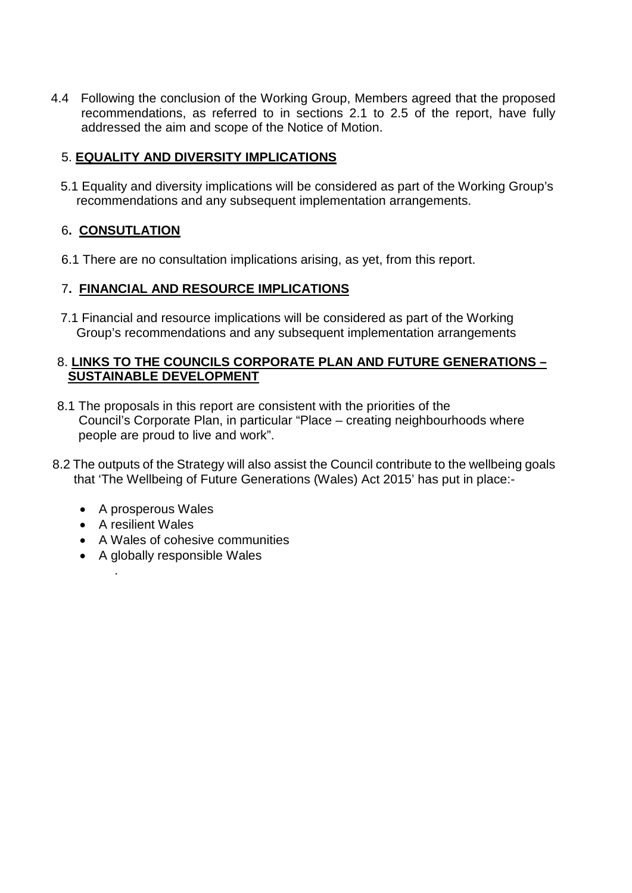4.4 Following the conclusion of the Working Group, Members agreed that the proposed recommendations, as referred to in sections 2.1 to 2.5 of the report, have fully addressed the aim and scope of the Notice of Motion.

## 5. EQUALITY AND DIVERSITY IMPLICATIONS

5.1 Equality and diversity implications will be considered as part of the Working Group's recommendations and any subsequent implementation arrangements.

## 6. CONSUTLATION

6.1 There are no consultation implications arising, as yet, from this report.

## 7. FINANCIAL AND RESOURCE IMPLICATIONS

7.1 Financial and resource implications will be considered as part of the Working Group's recommendations and any subsequent implementation arrangements

## 8. LINKS TO THE COUNCILS CORPORATE PLAN AND FUTURE GENERATIONS – SUSTAINABLE DEVELOPMENT

8.1 The proposals in this report are consistent with the priorities of the Council's Corporate Plan, in particular "Place – creating neighbourhoods where people are proud to live and work".

8.2 The outputs of the Strategy will also assist the Council contribute to the wellbeing goals that 'The Wellbeing of Future Generations (Wales) Act 2015' has put in place:-

- A prosperous Wales
- A resilient Wales
- A Wales of cohesive communities
- A globally responsible Wales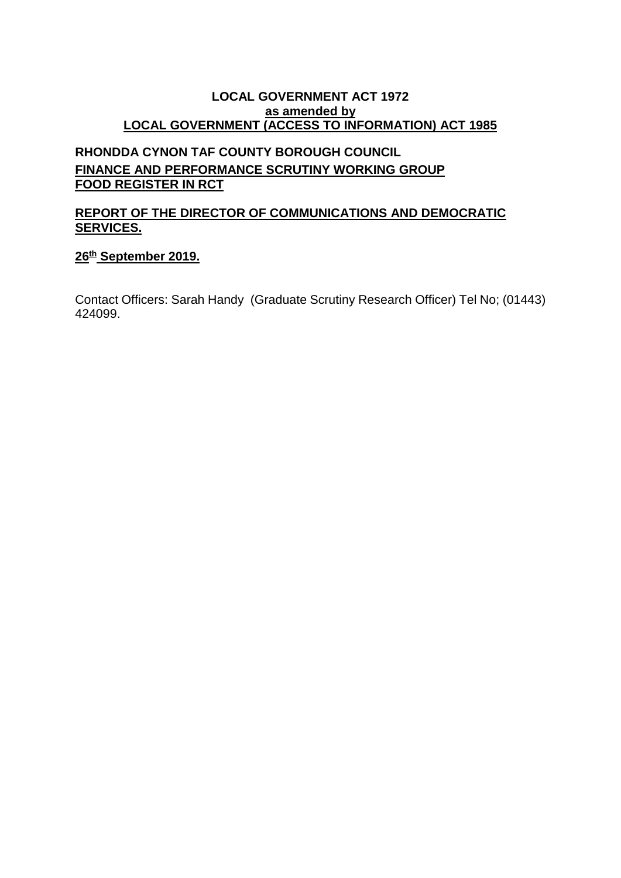**LOCAL GOVERNMENT ACT 1972**
**as amended by**
**LOCAL GOVERNMENT (ACCESS TO INFORMATION) ACT 1985**

**RHONDDA CYNON TAF COUNTY BOROUGH COUNCIL**
**FINANCE AND PERFORMANCE SCRUTINY WORKING GROUP**
**FOOD REGISTER IN RCT**

**REPORT OF THE DIRECTOR OF COMMUNICATIONS AND DEMOCRATIC SERVICES.**

**26th September 2019.**

Contact Officers: Sarah Handy (Graduate Scrutiny Research Officer) Tel No; (01443) 424099.